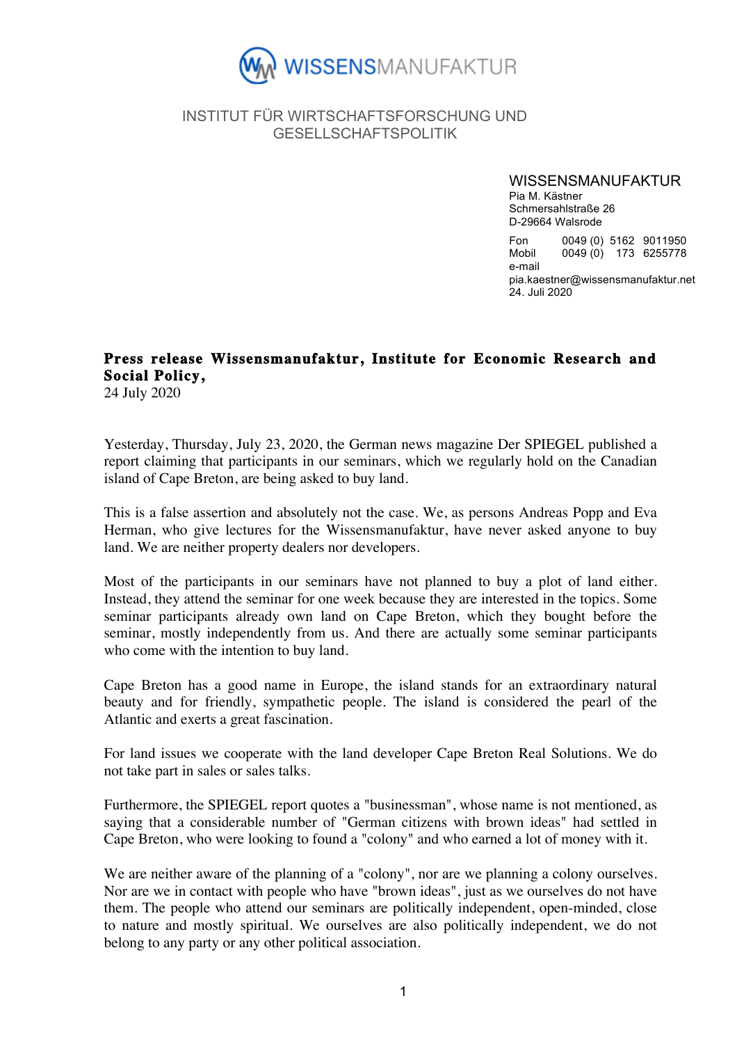WISSENSMANUFAKTUR

INSTITUT FÜR WIRTSCHAFTSFORSCHUNG UND GESELLSCHAFTSPOLITIK

WISSENSMANUFAKTUR
Pia M. Kästner
Schmersahlstraße 26
D-29664 Walsrode

Fon 0049 (0) 5162 9011950
Mobil 0049 (0) 173 6255778
e-mail pia.kaestner@wissensmanufaktur.net
24. Juli 2020

**Press release Wissensmanufaktur, Institute for Economic Research and Social Policy,**
24 July 2020

Yesterday, Thursday, July 23, 2020, the German news magazine Der SPIEGEL published a report claiming that participants in our seminars, which we regularly hold on the Canadian island of Cape Breton, are being asked to buy land.

This is a false assertion and absolutely not the case. We, as persons Andreas Popp and Eva Herman, who give lectures for the Wissensmanufaktur, have never asked anyone to buy land. We are neither property dealers nor developers.

Most of the participants in our seminars have not planned to buy a plot of land either. Instead, they attend the seminar for one week because they are interested in the topics. Some seminar participants already own land on Cape Breton, which they bought before the seminar, mostly independently from us. And there are actually some seminar participants who come with the intention to buy land.

Cape Breton has a good name in Europe, the island stands for an extraordinary natural beauty and for friendly, sympathetic people. The island is considered the pearl of the Atlantic and exerts a great fascination.

For land issues we cooperate with the land developer Cape Breton Real Solutions. We do not take part in sales or sales talks.

Furthermore, the SPIEGEL report quotes a "businessman", whose name is not mentioned, as saying that a considerable number of "German citizens with brown ideas" had settled in Cape Breton, who were looking to found a "colony" and who earned a lot of money with it.

We are neither aware of the planning of a "colony", nor are we planning a colony ourselves. Nor are we in contact with people who have "brown ideas", just as we ourselves do not have them. The people who attend our seminars are politically independent, open-minded, close to nature and mostly spiritual. We ourselves are also politically independent, we do not belong to any party or any other political association.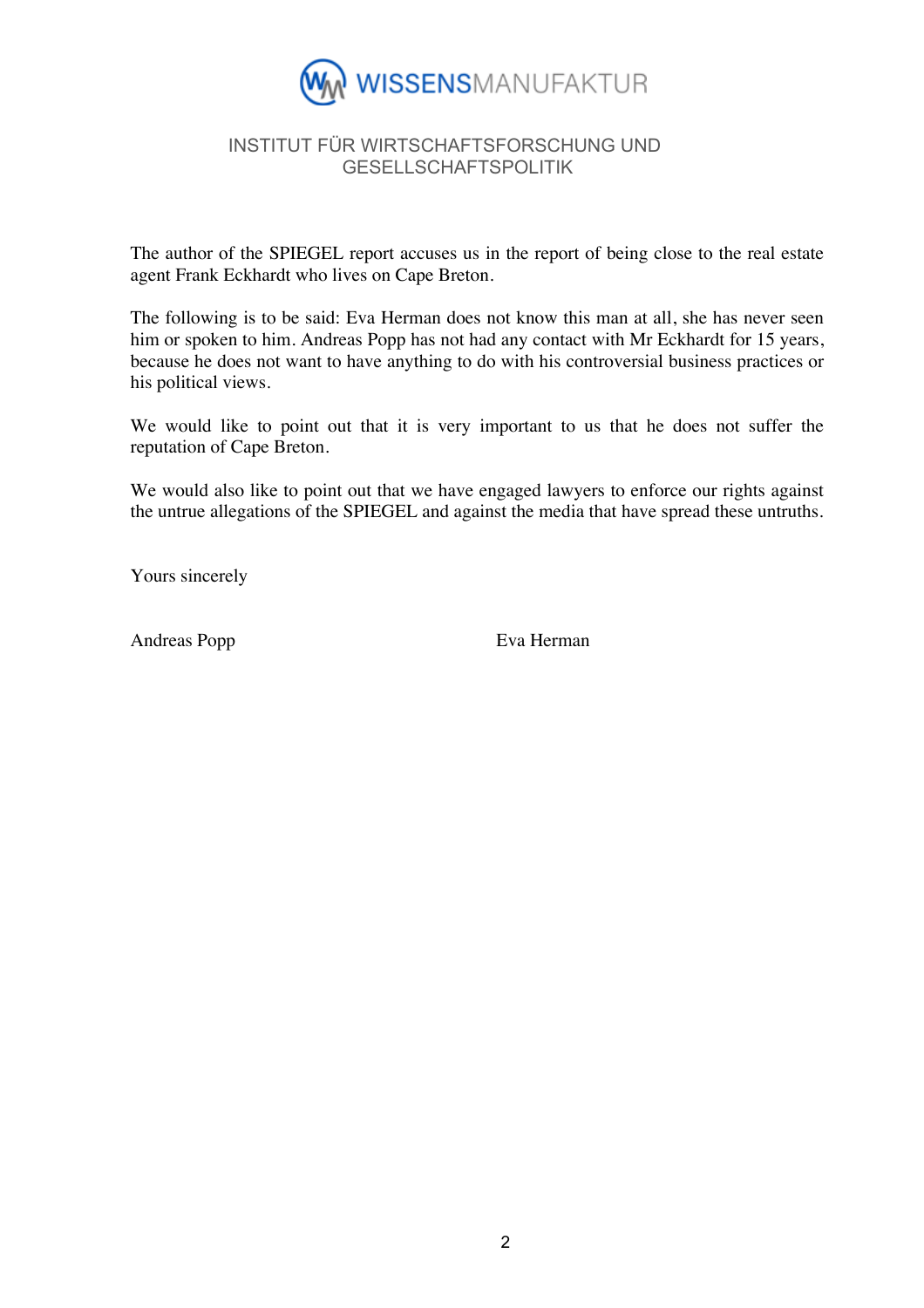# WISSENSMANUFAKTUR

INSTITUT FÜR WIRTSCHAFTSFORSCHUNG UND GESELLSCHAFTSPOLITIK

The author of the SPIEGEL report accuses us in the report of being close to the real estate agent Frank Eckhardt who lives on Cape Breton.

The following is to be said: Eva Herman does not know this man at all, she has never seen him or spoken to him. Andreas Popp has not had any contact with Mr Eckhardt for 15 years, because he does not want to have anything to do with his controversial business practices or his political views.

We would like to point out that it is very important to us that he does not suffer the reputation of Cape Breton.

We would also like to point out that we have engaged lawyers to enforce our rights against the untrue allegations of the SPIEGEL and against the media that have spread these untruths.

Yours sincerely

Andreas Popp

Eva Herman